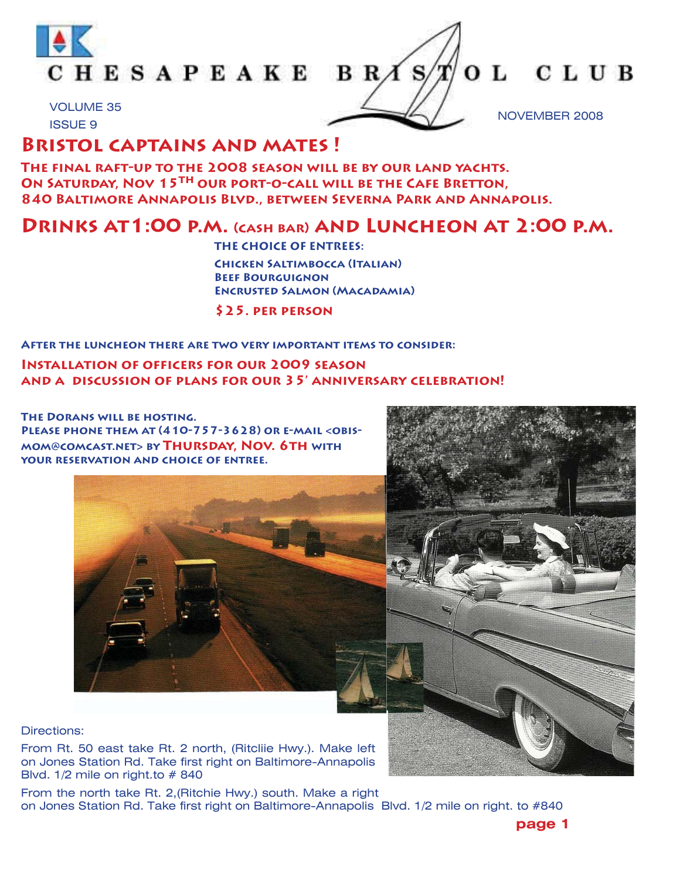# CHESAPEAKE BRISTOL CLUB

VOLUME 35
ISSUE 9

NOVEMBER 2008

## Bristol captains and mates !

**The final raft-up to the 2008 season will be by our land yachts.
On Saturday, Nov 15TH our port-o-call will be the Cafe Bretton,
840 Baltimore Annapolis Blvd., between Severna Park and Annapolis.**

## Drinks at 1:00 p.m. (cash bar) and Luncheon at 2:00 p.m.

**The choice of entrees:**

**Chicken Saltimbocca (Italian)**
**Beef Bourguignon**
**Encrusted Salmon (Macadamia)**

**$25. per person**

**After the luncheon there are two very important items to consider:**

**Installation of officers for our 2009 season
and a discussion of plans for our 35' anniversary celebration!**

**The Dorans will be hosting.
Please phone them at (410-757-3628) or e-mail <obis-mom@comcast.net> by Thursday, Nov. 6th with your reservation and choice of entree.**

Directions:

From Rt. 50 east take Rt. 2 north, (Ritcliie Hwy.). Make left on Jones Station Rd. Take first right on Baltimore-Annapolis Blvd. 1/2 mile on right.to # 840

From the north take Rt. 2,(Ritchie Hwy.) south. Make a right on Jones Station Rd. Take first right on Baltimore-Annapolis Blvd. 1/2 mile on right. to #840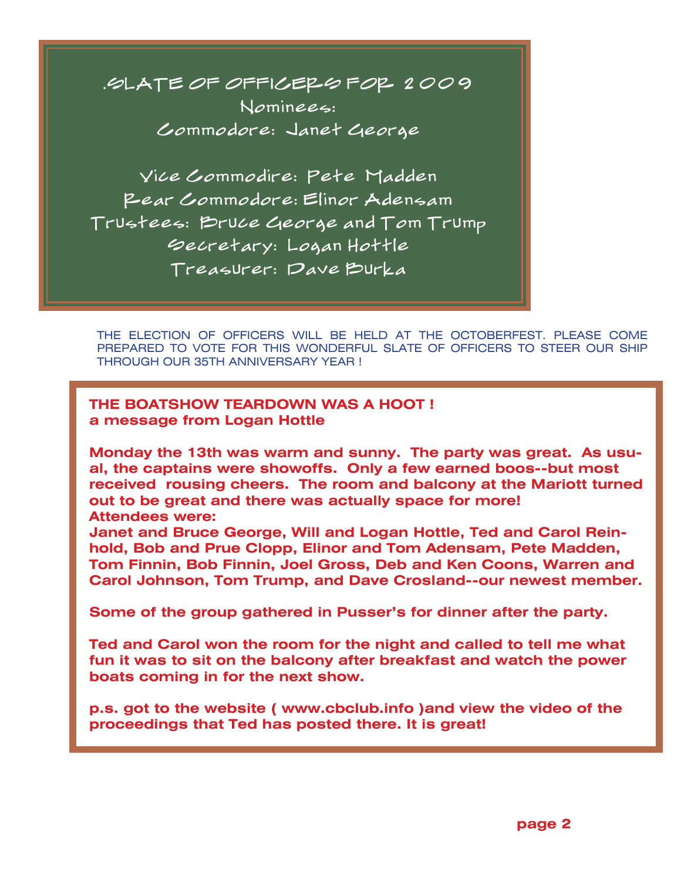# .SLATE OF OFFICERS FOR 2009

Nominees:

Commodore: Janet George

Vice Commodire: Pete Madden

Rear Commodore: Elinor Adensam

Trustees: Bruce George and Tom Trump

Secretary: Logan Hottle

Treasurer: Dave Burka

THE ELECTION OF OFFICERS WILL BE HELD AT THE OCTOBERFEST. PLEASE COME PREPARED TO VOTE FOR THIS WONDERFUL SLATE OF OFFICERS TO STEER OUR SHIP THROUGH OUR 35TH ANNIVERSARY YEAR !

## THE BOATSHOW TEARDOWN WAS A HOOT !

**a message from Logan Hottle**

**Monday the 13th was warm and sunny. The party was great. As usual, the captains were showoffs. Only a few earned boos--but most received rousing cheers. The room and balcony at the Mariott turned out to be great and there was actually space for more!**

**Attendees were:**

**Janet and Bruce George, Will and Logan Hottle, Ted and Carol Reinhold, Bob and Prue Clopp, Elinor and Tom Adensam, Pete Madden, Tom Finnin, Bob Finnin, Joel Gross, Deb and Ken Coons, Warren and Carol Johnson, Tom Trump, and Dave Crosland--our newest member.**

**Some of the group gathered in Pusser's for dinner after the party.**

**Ted and Carol won the room for the night and called to tell me what fun it was to sit on the balcony after breakfast and watch the power boats coming in for the next show.**

**p.s. got to the website ( www.cbclub.info )and view the video of the proceedings that Ted has posted there. It is great!**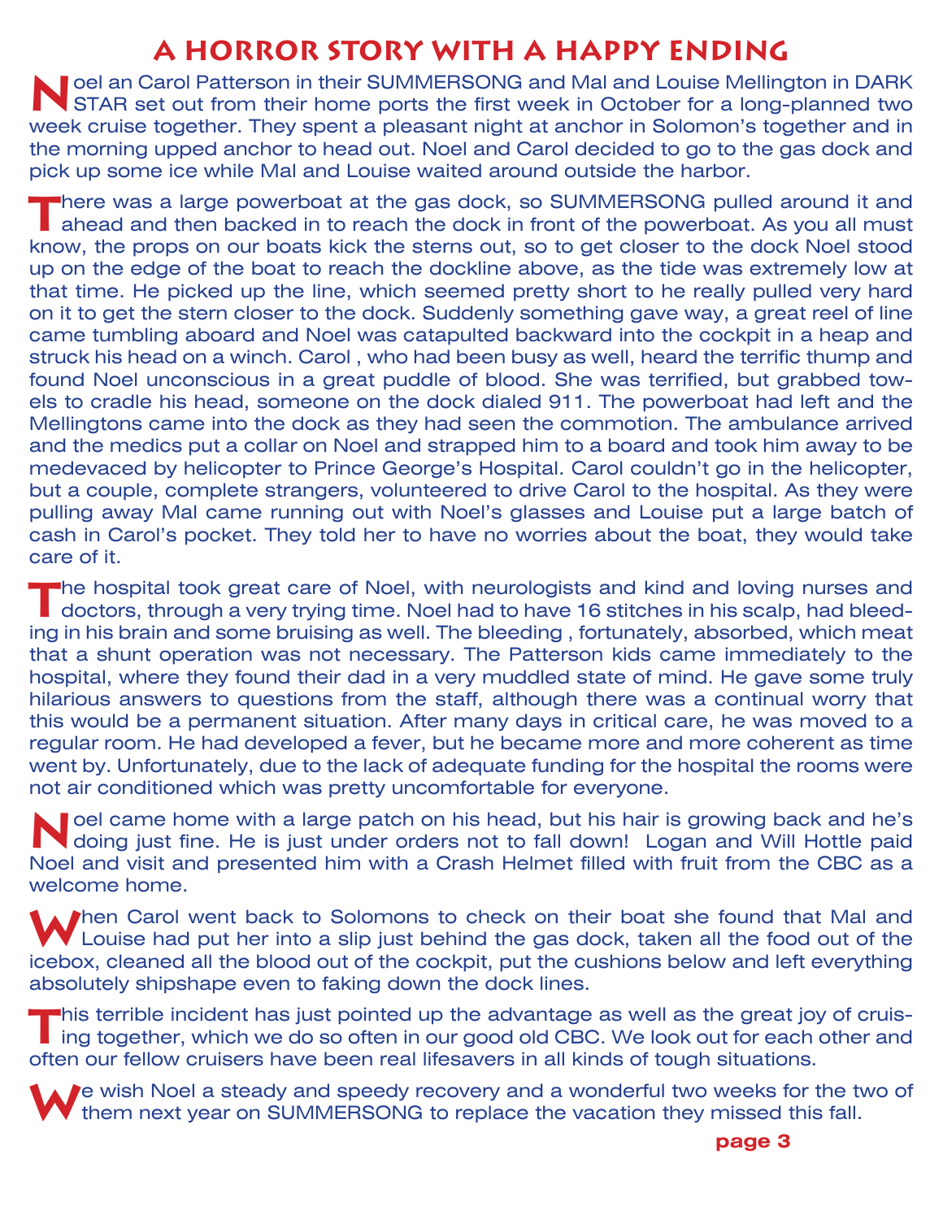# A HORROR STORY WITH A HAPPY ENDING

Noel an Carol Patterson in their SUMMERSONG and Mal and Louise Mellington in DARK STAR set out from their home ports the first week in October for a long-planned two week cruise together. They spent a pleasant night at anchor in Solomon's together and in the morning upped anchor to head out. Noel and Carol decided to go to the gas dock and pick up some ice while Mal and Louise waited around outside the harbor.

There was a large powerboat at the gas dock, so SUMMERSONG pulled around it and ahead and then backed in to reach the dock in front of the powerboat. As you all must know, the props on our boats kick the sterns out, so to get closer to the dock Noel stood up on the edge of the boat to reach the dockline above, as the tide was extremely low at that time. He picked up the line, which seemed pretty short to he really pulled very hard on it to get the stern closer to the dock. Suddenly something gave way, a great reel of line came tumbling aboard and Noel was catapulted backward into the cockpit in a heap and struck his head on a winch. Carol , who had been busy as well, heard the terrific thump and found Noel unconscious in a great puddle of blood. She was terrified, but grabbed towels to cradle his head, someone on the dock dialed 911. The powerboat had left and the Mellingtons came into the dock as they had seen the commotion. The ambulance arrived and the medics put a collar on Noel and strapped him to a board and took him away to be medevaced by helicopter to Prince George's Hospital. Carol couldn't go in the helicopter, but a couple, complete strangers, volunteered to drive Carol to the hospital. As they were pulling away Mal came running out with Noel's glasses and Louise put a large batch of cash in Carol's pocket. They told her to have no worries about the boat, they would take care of it.

The hospital took great care of Noel, with neurologists and kind and loving nurses and doctors, through a very trying time. Noel had to have 16 stitches in his scalp, had bleeding in his brain and some bruising as well. The bleeding , fortunately, absorbed, which meat that a shunt operation was not necessary. The Patterson kids came immediately to the hospital, where they found their dad in a very muddled state of mind. He gave some truly hilarious answers to questions from the staff, although there was a continual worry that this would be a permanent situation. After many days in critical care, he was moved to a regular room. He had developed a fever, but he became more and more coherent as time went by. Unfortunately, due to the lack of adequate funding for the hospital the rooms were not air conditioned which was pretty uncomfortable for everyone.

Noel came home with a large patch on his head, but his hair is growing back and he's doing just fine. He is just under orders not to fall down! Logan and Will Hottle paid Noel and visit and presented him with a Crash Helmet filled with fruit from the CBC as a welcome home.

When Carol went back to Solomons to check on their boat she found that Mal and Louise had put her into a slip just behind the gas dock, taken all the food out of the icebox, cleaned all the blood out of the cockpit, put the cushions below and left everything absolutely shipshape even to faking down the dock lines.

This terrible incident has just pointed up the advantage as well as the great joy of cruising together, which we do so often in our good old CBC. We look out for each other and often our fellow cruisers have been real lifesavers in all kinds of tough situations.

We wish Noel a steady and speedy recovery and a wonderful two weeks for the two of them next year on SUMMERSONG to replace the vacation they missed this fall.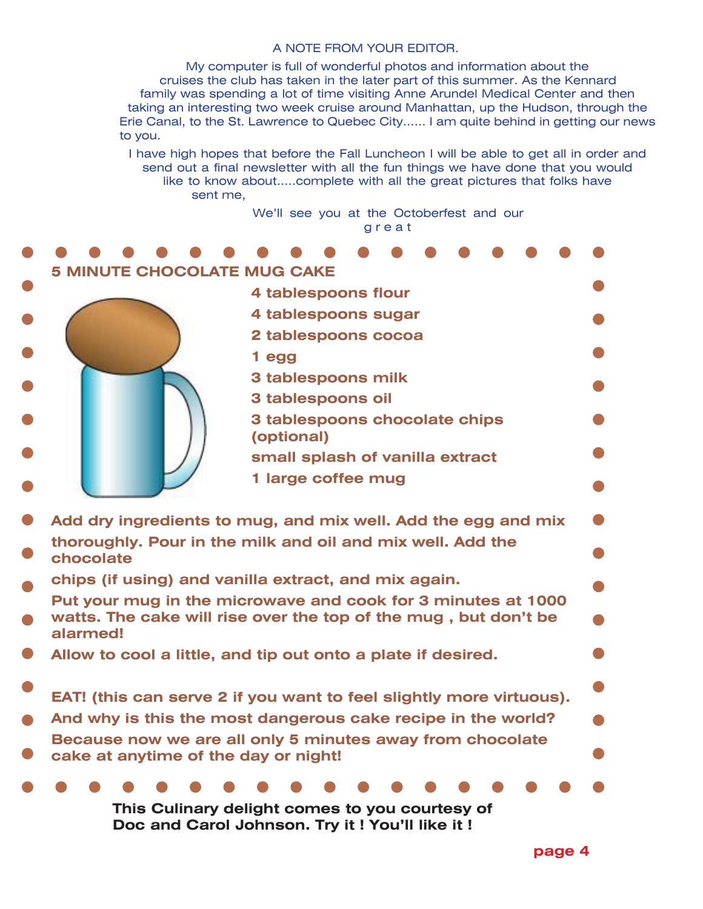A NOTE FROM YOUR EDITOR.

My computer is full of wonderful photos and information about the cruises the club has taken in the later part of this summer. As the Kennard family was spending a lot of time visiting Anne Arundel Medical Center and then taking an interesting two week cruise around Manhattan, up the Hudson, through the Erie Canal, to the St. Lawrence to Quebec City...... I am quite behind in getting our news to you.

I have high hopes that before the Fall Luncheon I will be able to get all in order and send out a final newsletter with all the fun things we have done that you would like to know about.....complete with all the great pictures that folks have sent me,

We'll see you at the Octoberfest and our great

## 5 MINUTE CHOCOLATE MUG CAKE

- 4 tablespoons flour
- 4 tablespoons sugar
- 2 tablespoons cocoa
- 1 egg
- 3 tablespoons milk
- 3 tablespoons oil
- 3 tablespoons chocolate chips (optional)
- small splash of vanilla extract
- 1 large coffee mug

Add dry ingredients to mug, and mix well. Add the egg and mix thoroughly. Pour in the milk and oil and mix well. Add the chocolate chips (if using) and vanilla extract, and mix again.

Put your mug in the microwave and cook for 3 minutes at 1000 watts. The cake will rise over the top of the mug , but don't be alarmed!

Allow to cool a little, and tip out onto a plate if desired.

EAT! (this can serve 2 if you want to feel slightly more virtuous).

And why is this the most dangerous cake recipe in the world?

Because now we are all only 5 minutes away from chocolate cake at anytime of the day or night!

**This Culinary delight comes to you courtesy of Doc and Carol Johnson. Try it ! You'll like it !**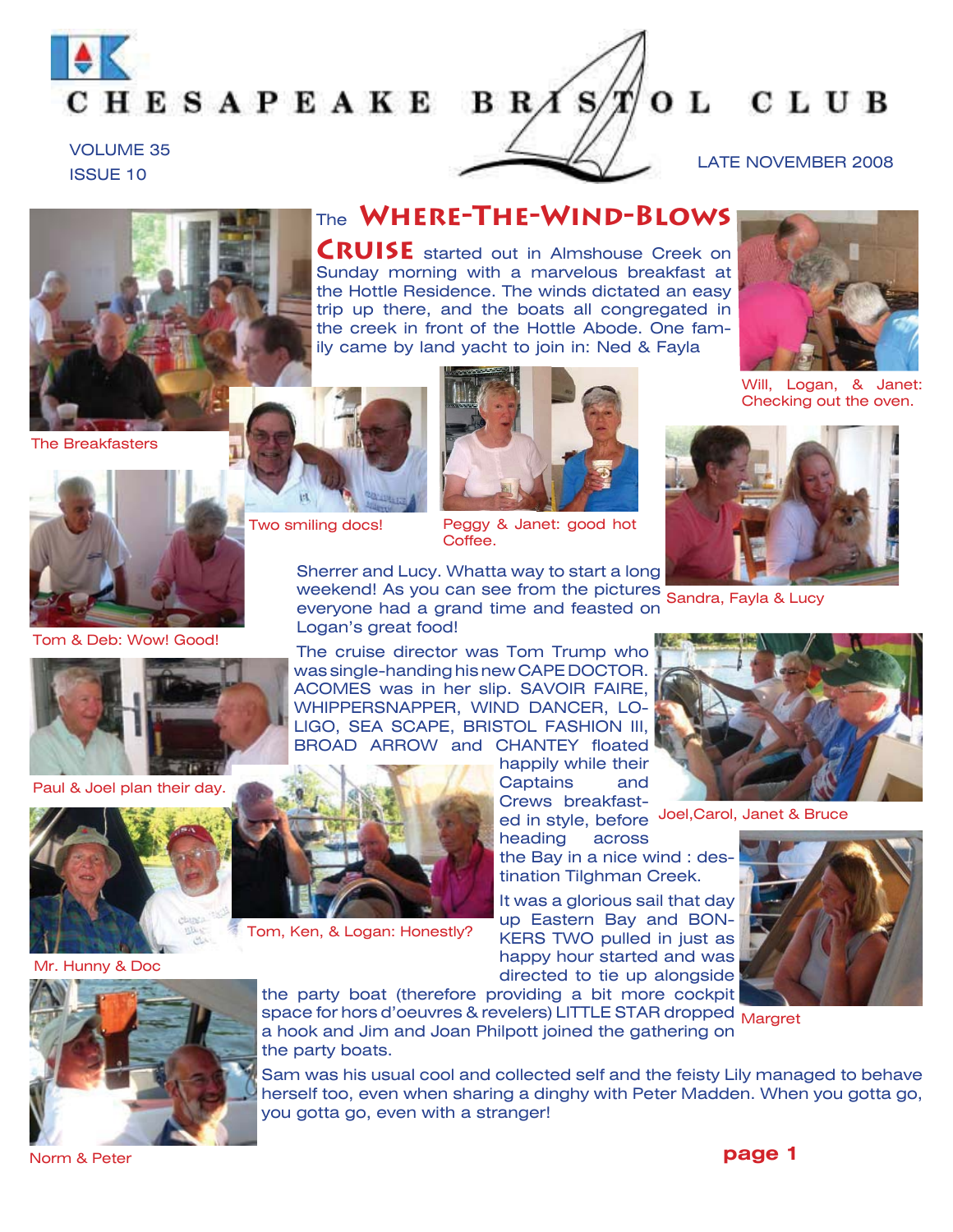# CHESAPEAKE BRISTOL CLUB

VOLUME 35
ISSUE 10

LATE NOVEMBER 2008

## The Where-The-Wind-Blows Cruise

**Cruise** started out in Almshouse Creek on Sunday morning with a marvelous breakfast at the Hottle Residence. The winds dictated an easy trip up there, and the boats all congregated in the creek in front of the Hottle Abode. One family came by land yacht to join in: Ned & Fayla Sherrer and Lucy. Whatta way to start a long weekend! As you can see from the pictures everyone had a grand time and feasted on Logan's great food!

The cruise director was Tom Trump who was single-handing his new CAPE DOCTOR. ACOMES was in her slip. SAVOIR FAIRE, WHIPPERSNAPPER, WIND DANCER, LOLIGO, SEA SCAPE, BRISTOL FASHION III, BROAD ARROW and CHANTEY floated happily while their Captains and Crews breakfasted in style, before heading across the Bay in a nice wind : destination Tilghman Creek.

It was a glorious sail that day up Eastern Bay and BONKERS TWO pulled in just as happy hour started and was directed to tie up alongside the party boat (therefore providing a bit more cockpit space for hors d'oeuvres & revelers) LITTLE STAR dropped a hook and Jim and Joan Philpott joined the gathering on the party boats.

Sam was his usual cool and collected self and the feisty Lily managed to behave herself too, even when sharing a dinghy with Peter Madden. When you gotta go, you gotta go, even with a stranger!

The Breakfasters

Will, Logan, & Janet: Checking out the oven.

Two smiling docs!

Peggy & Janet: good hot Coffee.

Sandra, Fayla & Lucy

Tom & Deb: Wow! Good!

Paul & Joel plan their day.

Joel,Carol, Janet & Bruce

Tom, Ken, & Logan: Honestly?

Mr. Hunny & Doc

Margret

Norm & Peter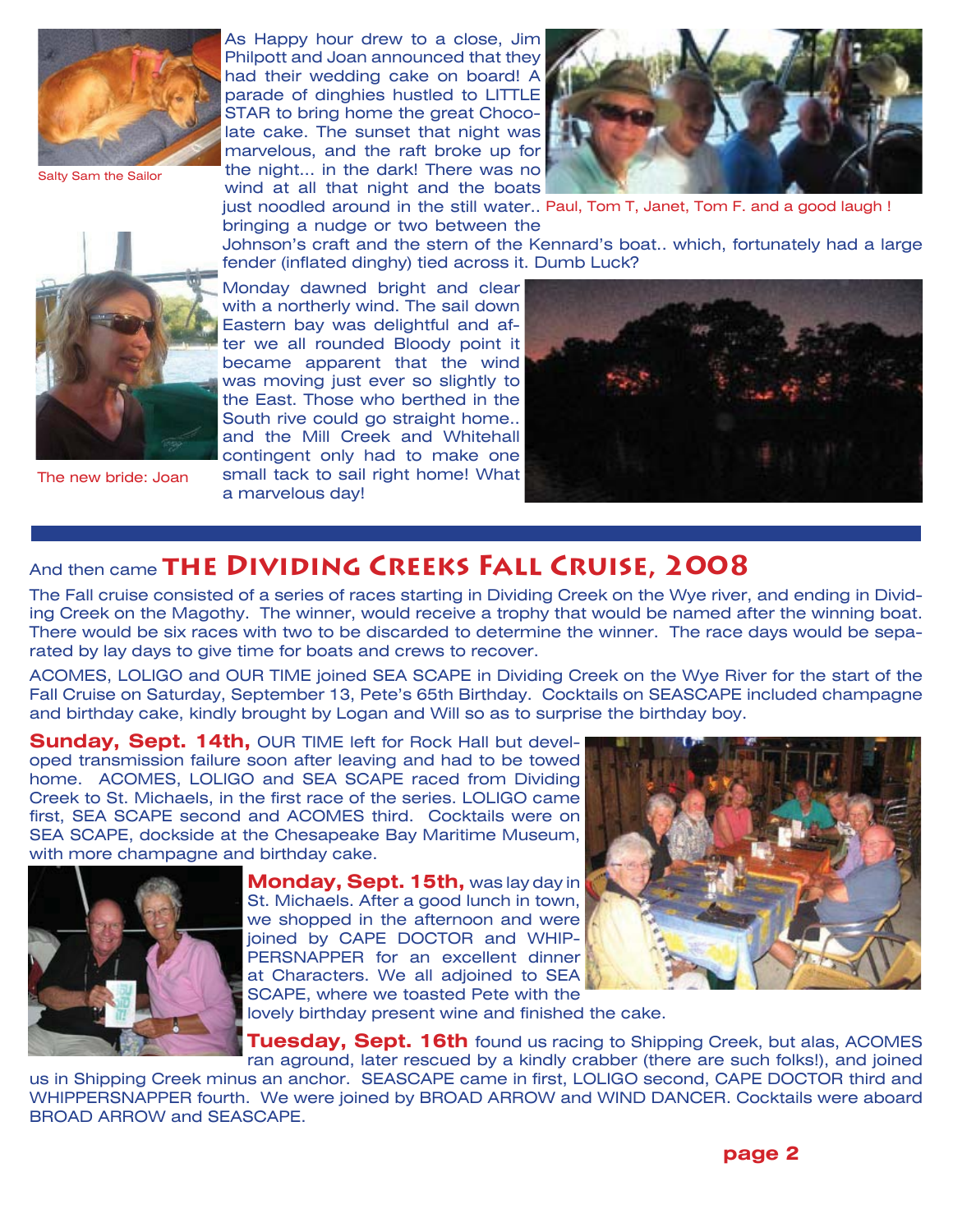Salty Sam the Sailor

As Happy hour drew to a close, Jim Philpott and Joan announced that they had their wedding cake on board! A parade of dinghies hustled to LITTLE STAR to bring home the great Chocolate cake. The sunset that night was marvelous, and the raft broke up for the night... in the dark! There was no wind at all that night and the boats just noodled around in the still water.. bringing a nudge or two between the Johnson's craft and the stern of the Kennard's boat.. which, fortunately had a large fender (inflated dinghy) tied across it. Dumb Luck?

Paul, Tom T, Janet, Tom F. and a good laugh !

The new bride: Joan

Monday dawned bright and clear with a northerly wind. The sail down Eastern bay was delightful and after we all rounded Bloody point it became apparent that the wind was moving just ever so slightly to the East. Those who berthed in the South rive could go straight home.. and the Mill Creek and Whitehall contingent only had to make one small tack to sail right home! What a marvelous day!

## And then came THE DIVIDING CREEKS FALL CRUISE, 2008

The Fall cruise consisted of a series of races starting in Dividing Creek on the Wye river, and ending in Dividing Creek on the Magothy. The winner, would receive a trophy that would be named after the winning boat. There would be six races with two to be discarded to determine the winner. The race days would be separated by lay days to give time for boats and crews to recover.

ACOMES, LOLIGO and OUR TIME joined SEA SCAPE in Dividing Creek on the Wye River for the start of the Fall Cruise on Saturday, September 13, Pete's 65th Birthday. Cocktails on SEASCAPE included champagne and birthday cake, kindly brought by Logan and Will so as to surprise the birthday boy.

**Sunday, Sept. 14th,** OUR TIME left for Rock Hall but developed transmission failure soon after leaving and had to be towed home. ACOMES, LOLIGO and SEA SCAPE raced from Dividing Creek to St. Michaels, in the first race of the series. LOLIGO came first, SEA SCAPE second and ACOMES third. Cocktails were on SEA SCAPE, dockside at the Chesapeake Bay Maritime Museum, with more champagne and birthday cake.

**Monday, Sept. 15th,** was lay day in St. Michaels. After a good lunch in town, we shopped in the afternoon and were joined by CAPE DOCTOR and WHIPPERSNAPPER for an excellent dinner at Characters. We all adjoined to SEA SCAPE, where we toasted Pete with the lovely birthday present wine and finished the cake.

**Tuesday, Sept. 16th** found us racing to Shipping Creek, but alas, ACOMES ran aground, later rescued by a kindly crabber (there are such folks!), and joined us in Shipping Creek minus an anchor. SEASCAPE came in first, LOLIGO second, CAPE DOCTOR third and WHIPPERSNAPPER fourth. We were joined by BROAD ARROW and WIND DANCER. Cocktails were aboard BROAD ARROW and SEASCAPE.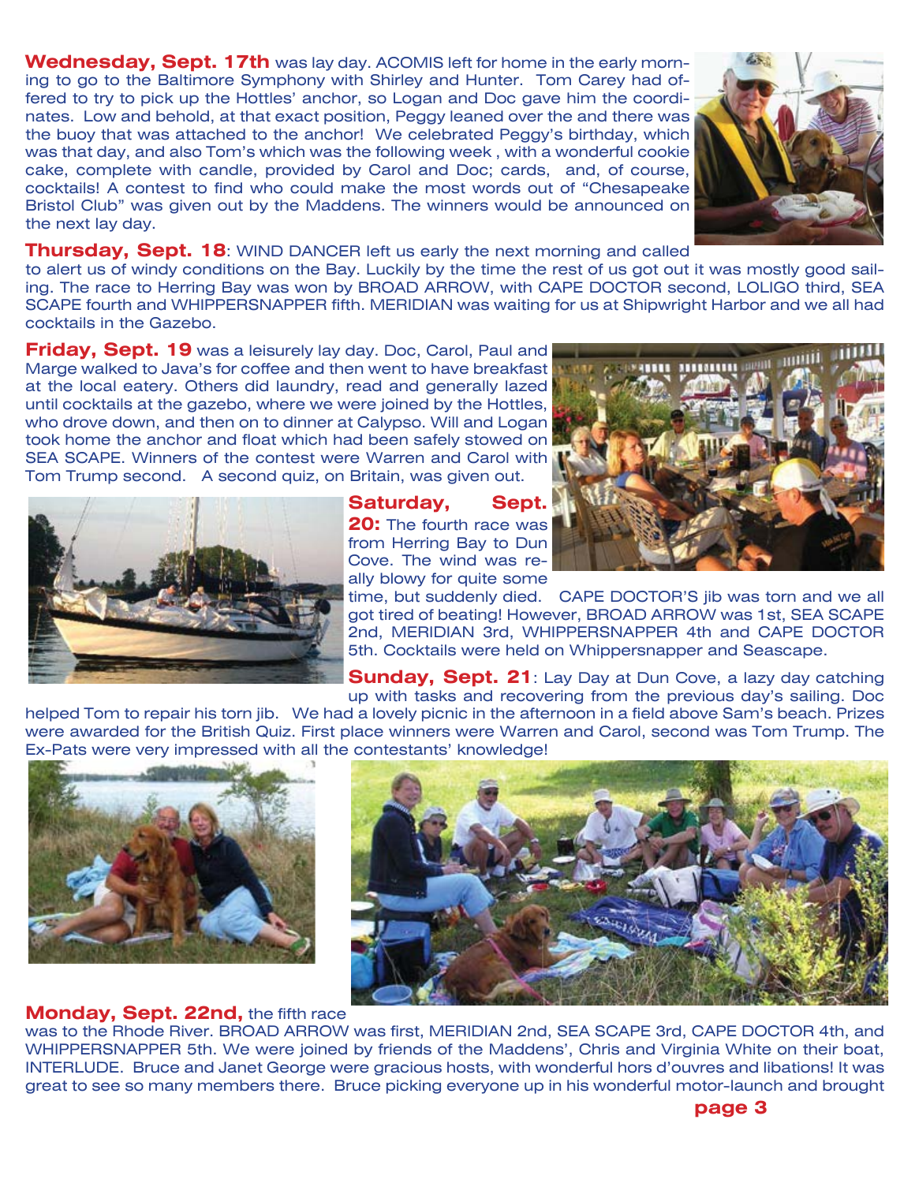**Wednesday, Sept. 17th** was lay day. ACOMIS left for home in the early morning to go to the Baltimore Symphony with Shirley and Hunter. Tom Carey had offered to try to pick up the Hottles' anchor, so Logan and Doc gave him the coordinates. Low and behold, at that exact position, Peggy leaned over the and there was the buoy that was attached to the anchor! We celebrated Peggy's birthday, which was that day, and also Tom's which was the following week , with a wonderful cookie cake, complete with candle, provided by Carol and Doc; cards, and, of course, cocktails! A contest to find who could make the most words out of "Chesapeake Bristol Club" was given out by the Maddens. The winners would be announced on the next lay day.

**Thursday, Sept. 18**: WIND DANCER left us early the next morning and called to alert us of windy conditions on the Bay. Luckily by the time the rest of us got out it was mostly good sailing. The race to Herring Bay was won by BROAD ARROW, with CAPE DOCTOR second, LOLIGO third, SEA SCAPE fourth and WHIPPERSNAPPER fifth. MERIDIAN was waiting for us at Shipwright Harbor and we all had cocktails in the Gazebo.

**Friday, Sept. 19** was a leisurely lay day. Doc, Carol, Paul and Marge walked to Java's for coffee and then went to have breakfast at the local eatery. Others did laundry, read and generally lazed until cocktails at the gazebo, where we were joined by the Hottles, who drove down, and then on to dinner at Calypso. Will and Logan took home the anchor and float which had been safely stowed on SEA SCAPE. Winners of the contest were Warren and Carol with Tom Trump second. A second quiz, on Britain, was given out.

**Saturday, Sept. 20:** The fourth race was from Herring Bay to Dun Cove. The wind was really blowy for quite some time, but suddenly died. CAPE DOCTOR'S jib was torn and we all got tired of beating! However, BROAD ARROW was 1st, SEA SCAPE 2nd, MERIDIAN 3rd, WHIPPERSNAPPER 4th and CAPE DOCTOR 5th. Cocktails were held on Whippersnapper and Seascape.

**Sunday, Sept. 21**: Lay Day at Dun Cove, a lazy day catching up with tasks and recovering from the previous day's sailing. Doc helped Tom to repair his torn jib. We had a lovely picnic in the afternoon in a field above Sam's beach. Prizes were awarded for the British Quiz. First place winners were Warren and Carol, second was Tom Trump. The Ex-Pats were very impressed with all the contestants' knowledge!

**Monday, Sept. 22nd,** the fifth race was to the Rhode River. BROAD ARROW was first, MERIDIAN 2nd, SEA SCAPE 3rd, CAPE DOCTOR 4th, and WHIPPERSNAPPER 5th. We were joined by friends of the Maddens', Chris and Virginia White on their boat, INTERLUDE. Bruce and Janet George were gracious hosts, with wonderful hors d'ouvres and libations! It was great to see so many members there. Bruce picking everyone up in his wonderful motor-launch and brought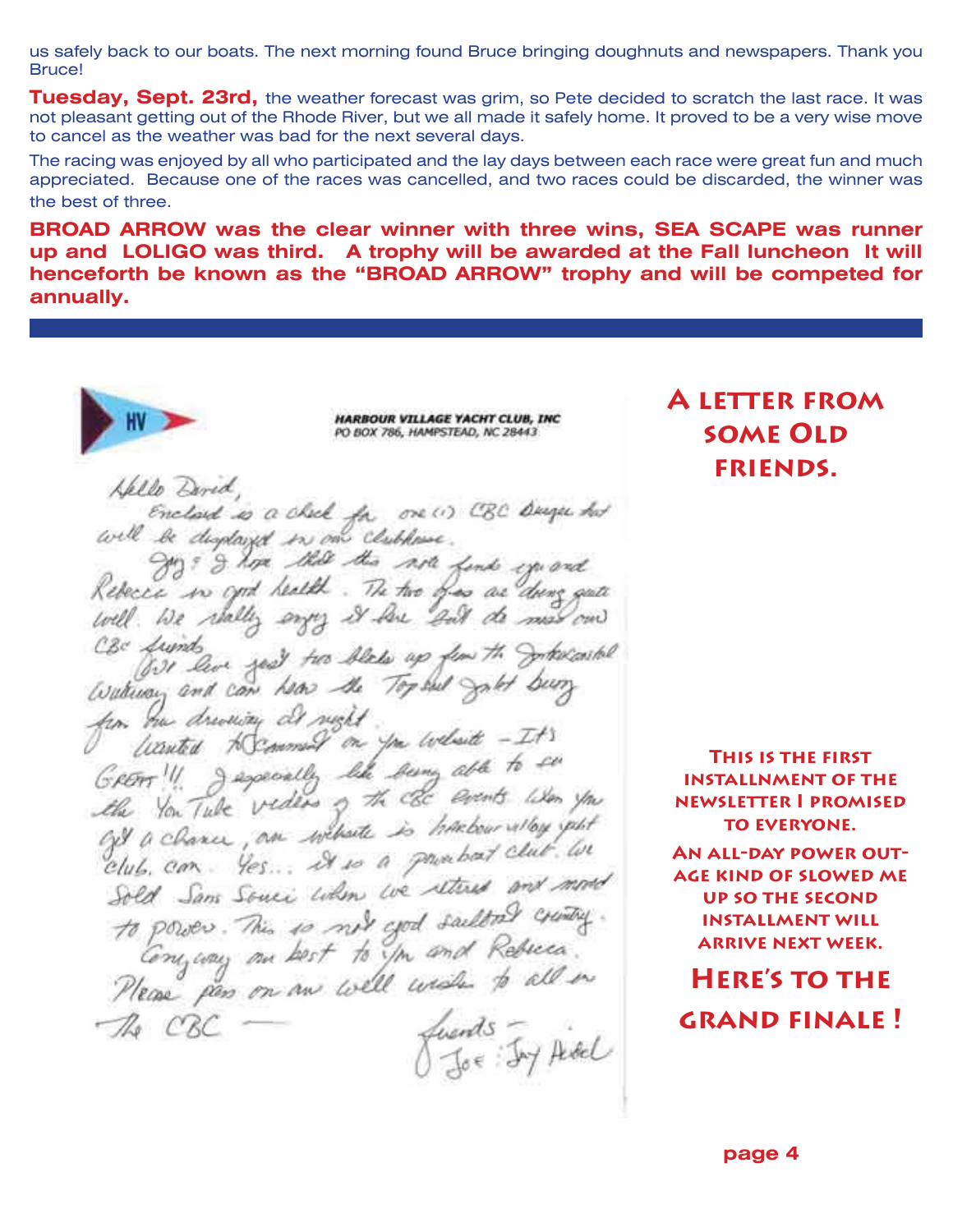us safely back to our boats. The next morning found Bruce bringing doughnuts and newspapers. Thank you Bruce!

**Tuesday, Sept. 23rd,** the weather forecast was grim, so Pete decided to scratch the last race. It was not pleasant getting out of the Rhode River, but we all made it safely home. It proved to be a very wise move to cancel as the weather was bad for the next several days.

The racing was enjoyed by all who participated and the lay days between each race were great fun and much appreciated. Because one of the races was cancelled, and two races could be discarded, the winner was the best of three.

**BROAD ARROW was the clear winner with three wins, SEA SCAPE was runner up and LOLIGO was third. A trophy will be awarded at the Fall luncheon It will henceforth be known as the "BROAD ARROW" trophy and will be competed for annually.**

## A letter from some Old friends.

HARBOUR VILLAGE YACHT CLUB, INC
PO BOX 786, HAMPSTEAD, NC 28443

Hello David,

Enclosed is a check for one (1) CBC Burgee that will be displayed in our clubhouse.

Jay & I hope that this note finds you and Rebecca in good health. The two of us are doing quite well. We really enjoy it here but do miss our CBC friends.

We live just two blocks up from the Intracoastal Waterway and can hear the Top Sail Inlet buoy from our driveway at night.

Wanted to comment on your website – It's GREAT!!! I especially like being able to see the YouTube videos of the CBC events. When you get a chance, our website is harbourvillageyachtclub.com. Yes... it is a powerboat club. We sold Sans Souci when we retired and moved to power. This is not good sailboat country.

Anyway our best to you and Rebecca. Please pass on our well wishes to all in The CBC —

friends –
Joe & Jay Adel

**This is the first installnment of the newsletter I promised to everyone.**

**An all-day power outage kind of slowed me up so the second installment will arrive next week.**

**Here's to the grand finale !**